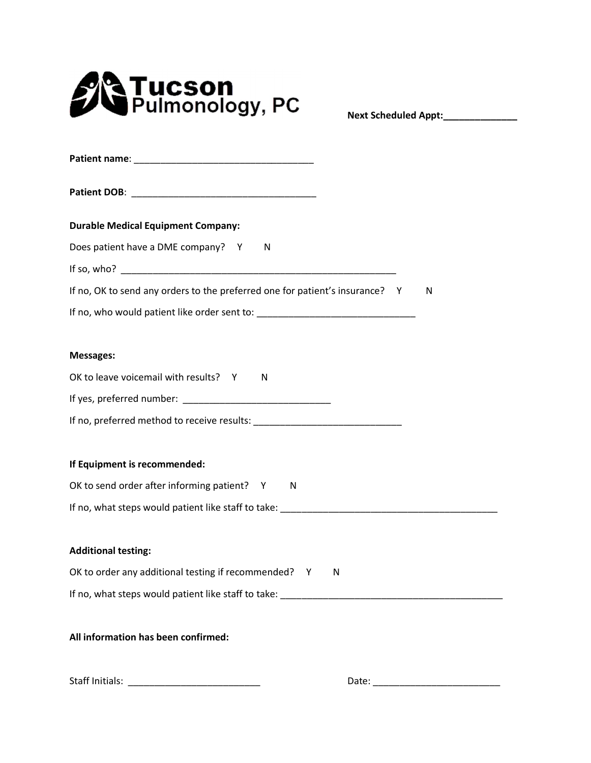# Tucson Pulmonology, PC

**Next Scheduled Appt:**______________

**Patient name**: ___________________________________

**Patient DOB**: ____________________________________

**Durable Medical Equipment Company:**

Does patient have a DME company? Y N

If so, who? _______________________________________________________

If no, OK to send any orders to the preferred one for patient's insurance? Y N

If no, who would patient like order sent to: ______________________________

**Messages:**

OK to leave voicemail with results? Y N

If yes, preferred number: ____________________________

If no, preferred method to receive results: ____________________________

**If Equipment is recommended:**

OK to send order after informing patient? Y N

If no, what steps would patient like staff to take: ___________________________________________

**Additional testing:**

OK to order any additional testing if recommended? Y N

If no, what steps would patient like staff to take: ____________________________________________

**All information has been confirmed:**

Staff Initials: _________________________ Date: ________________________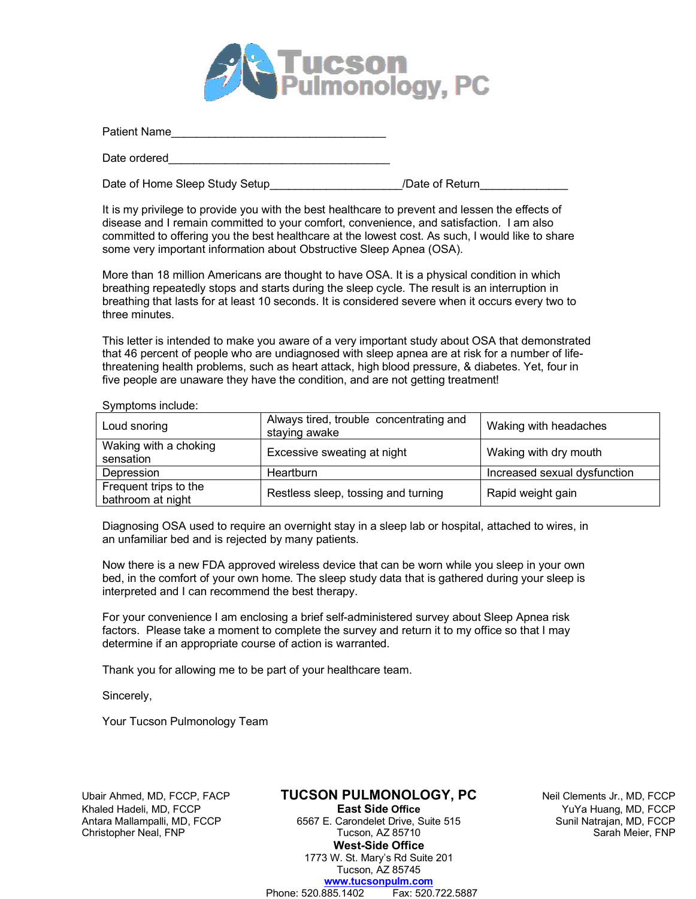# Tucson Pulmonology, PC

Patient Name__________________________________

Date ordered___________________________________

Date of Home Sleep Study Setup_____________________/Date of Return______________

It is my privilege to provide you with the best healthcare to prevent and lessen the effects of disease and I remain committed to your comfort, convenience, and satisfaction. I am also committed to offering you the best healthcare at the lowest cost. As such, I would like to share some very important information about Obstructive Sleep Apnea (OSA).

More than 18 million Americans are thought to have OSA. It is a physical condition in which breathing repeatedly stops and starts during the sleep cycle. The result is an interruption in breathing that lasts for at least 10 seconds. It is considered severe when it occurs every two to three minutes.

This letter is intended to make you aware of a very important study about OSA that demonstrated that 46 percent of people who are undiagnosed with sleep apnea are at risk for a number of life-threatening health problems, such as heart attack, high blood pressure, & diabetes. Yet, four in five people are unaware they have the condition, and are not getting treatment!

Symptoms include:

| | | |
|---|---|---|
| Loud snoring | Always tired, trouble concentrating and staying awake | Waking with headaches |
| Waking with a choking sensation | Excessive sweating at night | Waking with dry mouth |
| Depression | Heartburn | Increased sexual dysfunction |
| Frequent trips to the bathroom at night | Restless sleep, tossing and turning | Rapid weight gain |

Diagnosing OSA used to require an overnight stay in a sleep lab or hospital, attached to wires, in an unfamiliar bed and is rejected by many patients.

Now there is a new FDA approved wireless device that can be worn while you sleep in your own bed, in the comfort of your own home. The sleep study data that is gathered during your sleep is interpreted and I can recommend the best therapy.

For your convenience I am enclosing a brief self-administered survey about Sleep Apnea risk factors. Please take a moment to complete the survey and return it to my office so that I may determine if an appropriate course of action is warranted.

Thank you for allowing me to be part of your healthcare team.

Sincerely,

Your Tucson Pulmonology Team

Ubair Ahmed, MD, FCCP, FACP
Khaled Hadeli, MD, FCCP
Antara Mallampalli, MD, FCCP
Christopher Neal, FNP

**TUCSON PULMONOLOGY, PC**
**East Side Office**
6567 E. Carondelet Drive, Suite 515
Tucson, AZ 85710
**West-Side Office**
1773 W. St. Mary's Rd Suite 201
Tucson, AZ 85745
www.tucsonpulm.com
Phone: 520.885.1402 Fax: 520.722.5887

Neil Clements Jr., MD, FCCP
YuYa Huang, MD, FCCP
Sunil Natrajan, MD, FCCP
Sarah Meier, FNP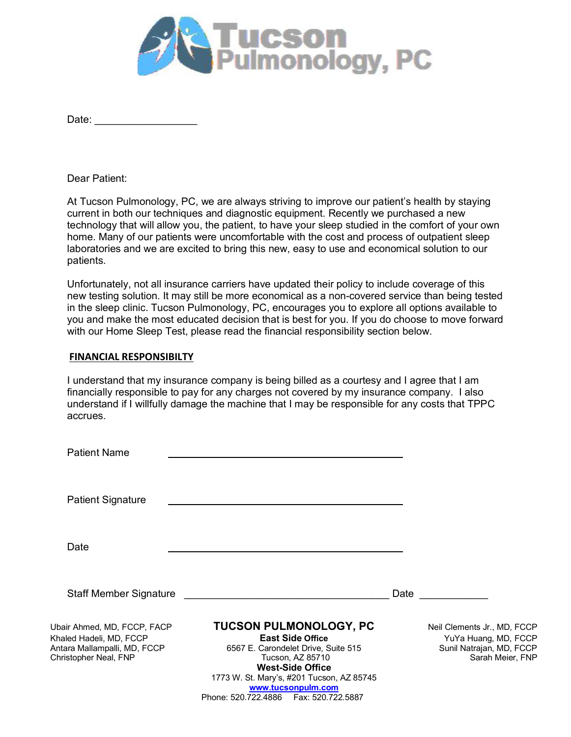# Tucson Pulmonology, PC

Date: ___________________

Dear Patient:

At Tucson Pulmonology, PC, we are always striving to improve our patient's health by staying current in both our techniques and diagnostic equipment. Recently we purchased a new technology that will allow you, the patient, to have your sleep studied in the comfort of your own home. Many of our patients were uncomfortable with the cost and process of outpatient sleep laboratories and we are excited to bring this new, easy to use and economical solution to our patients.

Unfortunately, not all insurance carriers have updated their policy to include coverage of this new testing solution. It may still be more economical as a non-covered service than being tested in the sleep clinic. Tucson Pulmonology, PC, encourages you to explore all options available to you and make the most educated decision that is best for you. If you do choose to move forward with our Home Sleep Test, please read the financial responsibility section below.

**FINANCIAL RESPONSIBILTY**

I understand that my insurance company is being billed as a courtesy and I agree that I am financially responsible to pay for any charges not covered by my insurance company. I also understand if I willfully damage the machine that I may be responsible for any costs that TPPC accrues.

Patient Name ___________________________________________

Patient Signature ___________________________________________

Date ___________________________________________

Staff Member Signature ____________________________________ Date ____________

Ubair Ahmed, MD, FCCP, FACP
Khaled Hadeli, MD, FCCP
Antara Mallampalli, MD, FCCP
Christopher Neal, FNP

**TUCSON PULMONOLOGY, PC**
**East Side Office**
6567 E. Carondelet Drive, Suite 515
Tucson, AZ 85710
**West-Side Office**
1773 W. St. Mary's, #201 Tucson, AZ 85745
www.tucsonpulm.com
Phone: 520.722.4886 Fax: 520.722.5887

Neil Clements Jr., MD, FCCP
YuYa Huang, MD, FCCP
Sunil Natrajan, MD, FCCP
Sarah Meier, FNP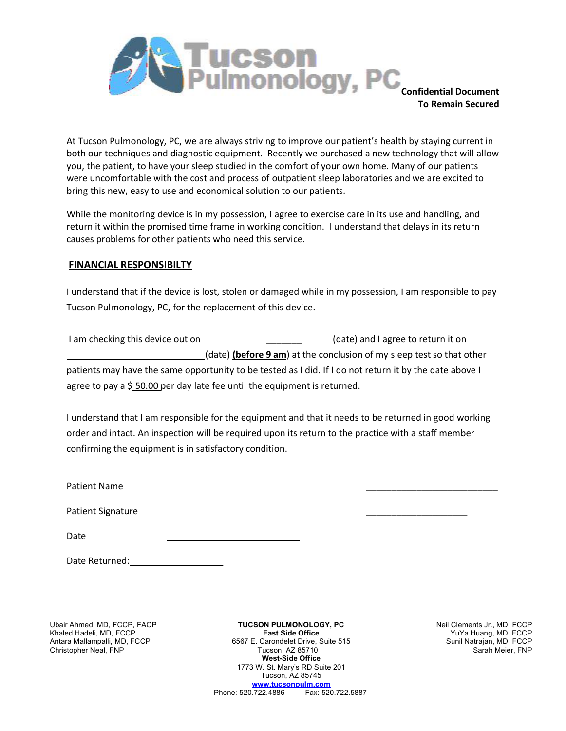# Tucson Pulmonology, PC

**Confidential Document**
**To Remain Secured**

At Tucson Pulmonology, PC, we are always striving to improve our patient's health by staying current in both our techniques and diagnostic equipment. Recently we purchased a new technology that will allow you, the patient, to have your sleep studied in the comfort of your own home. Many of our patients were uncomfortable with the cost and process of outpatient sleep laboratories and we are excited to bring this new, easy to use and economical solution to our patients.

While the monitoring device is in my possession, I agree to exercise care in its use and handling, and return it within the promised time frame in working condition. I understand that delays in its return causes problems for other patients who need this service.

## FINANCIAL RESPONSIBILTY

I understand that if the device is lost, stolen or damaged while in my possession, I am responsible to pay Tucson Pulmonology, PC, for the replacement of this device.

I am checking this device out on ______________________(date) and I agree to return it on ______________________(date) **(before 9 am)** at the conclusion of my sleep test so that other patients may have the same opportunity to be tested as I did. If I do not return it by the date above I agree to pay a $ 50.00 per day late fee until the equipment is returned.

I understand that I am responsible for the equipment and that it needs to be returned in good working order and intact. An inspection will be required upon its return to the practice with a staff member confirming the equipment is in satisfactory condition.

Patient Name ______________________________________________

Patient Signature ______________________________________________

Date ____________________________

Date Returned:___________________

Ubair Ahmed, MD, FCCP, FACP
Khaled Hadeli, MD, FCCP
Antara Mallampalli, MD, FCCP
Christopher Neal, FNP

**TUCSON PULMONOLOGY, PC**
**East Side Office**
6567 E. Carondelet Drive, Suite 515
Tucson, AZ 85710
**West-Side Office**
1773 W. St. Mary's RD Suite 201
Tucson, AZ 85745
www.tucsonpulm.com
Phone: 520.722.4886 Fax: 520.722.5887

Neil Clements Jr., MD, FCCP
YuYa Huang, MD, FCCP
Sunil Natrajan, MD, FCCP
Sarah Meier, FNP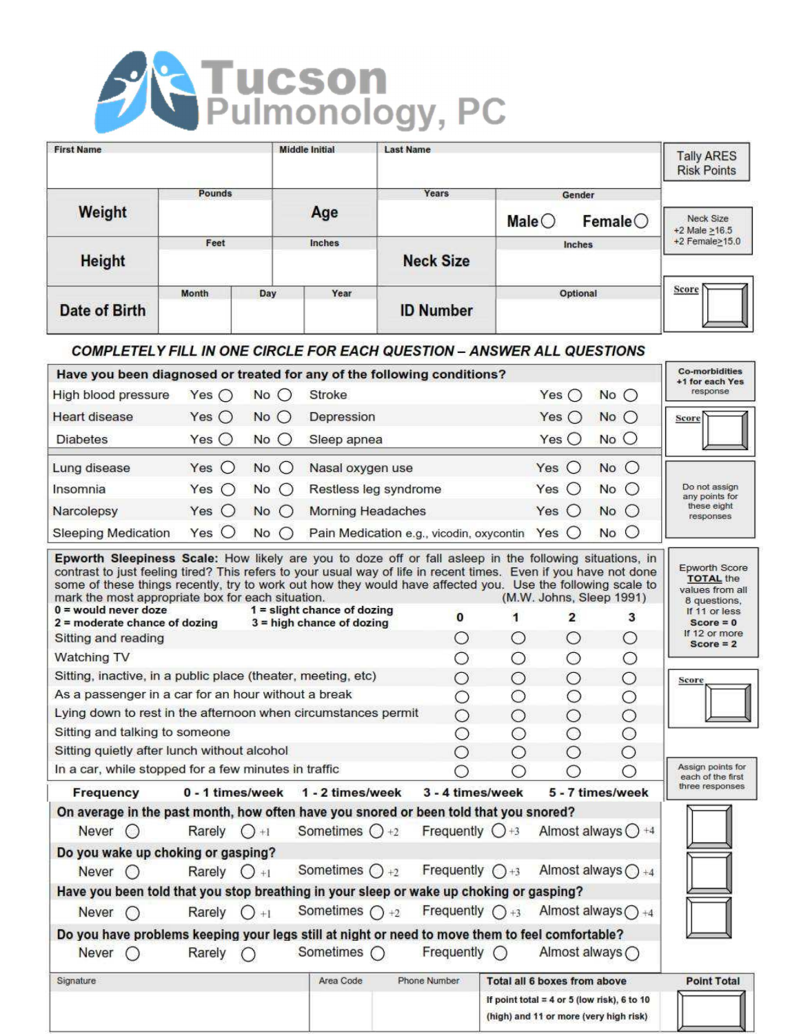# Tucson Pulmonology, PC

| First Name | Middle Initial | Last Name | | | |
|---|---|---|---|---|---|
| | | | | | |

**Tally ARES Risk Points**

| | Pounds | | Years | Gender |
|---|---|---|---|---|
| **Weight** | | **Age** | | Male ○ Female ○ |

Neck Size
+2 Male ≥16.5
+2 Female≥15.0

| | Feet | Inches | | Inches |
|---|---|---|---|---|
| **Height** | | | **Neck Size** | |

| | Month | Day | Year | | Optional |
|---|---|---|---|---|---|
| **Date of Birth** | | | | **ID Number** | |

Score ☐

## COMPLETELY FILL IN ONE CIRCLE FOR EACH QUESTION – ANSWER ALL QUESTIONS

**Have you been diagnosed or treated for any of the following conditions?**

| Condition | Yes | No | Condition | Yes | No |
|---|---|---|---|---|---|
| High blood pressure | Yes ○ | No ○ | Stroke | Yes ○ | No ○ |
| Heart disease | Yes ○ | No ○ | Depression | Yes ○ | No ○ |
| Diabetes | Yes ○ | No ○ | Sleep apnea | Yes ○ | No ○ |

Co-morbidities +1 for each Yes response

Score ☐

| Condition | Yes | No | Condition | Yes | No |
|---|---|---|---|---|---|
| Lung disease | Yes ○ | No ○ | Nasal oxygen use | Yes ○ | No ○ |
| Insomnia | Yes ○ | No ○ | Restless leg syndrome | Yes ○ | No ○ |
| Narcolepsy | Yes ○ | No ○ | Morning Headaches | Yes ○ | No ○ |
| Sleeping Medication | Yes ○ | No ○ | Pain Medication e.g., vicodin, oxycontin | Yes ○ | No ○ |

Do not assign any points for these eight responses

**Epworth Sleepiness Scale:** How likely are you to doze off or fall asleep in the following situations, in contrast to just feeling tired? This refers to your usual way of life in recent times. Even if you have not done some of these things recently, try to work out how they would have affected you. Use the following scale to mark the most appropriate box for each situation. (M.W. Johns, Sleep 1991)

**0 = would never doze** **1 = slight chance of dozing**
**2 = moderate chance of dozing** **3 = high chance of dozing**

| Situation | 0 | 1 | 2 | 3 |
|---|---|---|---|---|
| Sitting and reading | ○ | ○ | ○ | ○ |
| Watching TV | ○ | ○ | ○ | ○ |
| Sitting, inactive, in a public place (theater, meeting, etc) | ○ | ○ | ○ | ○ |
| As a passenger in a car for an hour without a break | ○ | ○ | ○ | ○ |
| Lying down to rest in the afternoon when circumstances permit | ○ | ○ | ○ | ○ |
| Sitting and talking to someone | ○ | ○ | ○ | ○ |
| Sitting quietly after lunch without alcohol | ○ | ○ | ○ | ○ |
| In a car, while stopped for a few minutes in traffic | ○ | ○ | ○ | ○ |

Epworth Score **TOTAL** the values from all 8 questions, If 11 or less **Score = 0** If 12 or more **Score = 2**

Score ☐

| **Frequency** | | **0 - 1 times/week** | **1 - 2 times/week** | **3 - 4 times/week** | **5 - 7 times/week** |
|---|---|---|---|---|---|

Assign points for each of the first three responses

**On average in the past month, how often have you snored or been told that you snored?**

Never ○ Rarely ○ +1 Sometimes ○ +2 Frequently ○ +3 Almost always ○ +4 ☐

**Do you wake up choking or gasping?**

Never ○ Rarely ○ +1 Sometimes ○ +2 Frequently ○ +3 Almost always ○ +4 ☐

**Have you been told that you stop breathing in your sleep or wake up choking or gasping?**

Never ○ Rarely ○ +1 Sometimes ○ +2 Frequently ○ +3 Almost always ○ +4 ☐

**Do you have problems keeping your legs still at night or need to move them to feel comfortable?**

Never ○ Rarely ○ Sometimes ○ Frequently ○ Almost always ○

| Signature | Area Code | Phone Number | **Total all 6 boxes from above** | **Point Total** |
|---|---|---|---|---|
| | | | **If point total = 4 or 5 (low risk), 6 to 10 (high) and 11 or more (very high risk)** | ☐ |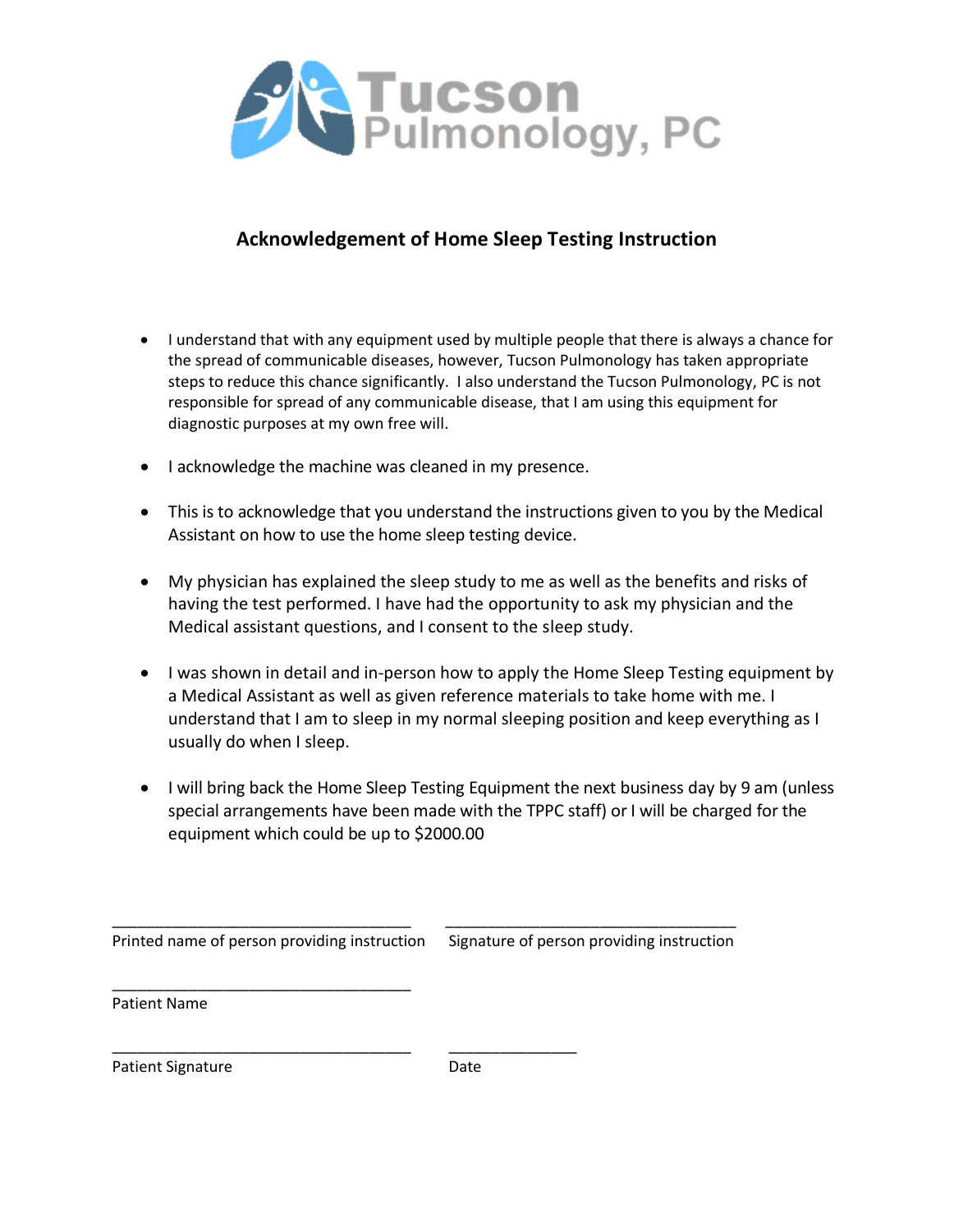Tucson Pulmonology, PC

## Acknowledgement of Home Sleep Testing Instruction

- I understand that with any equipment used by multiple people that there is always a chance for the spread of communicable diseases, however, Tucson Pulmonology has taken appropriate steps to reduce this chance significantly. I also understand the Tucson Pulmonology, PC is not responsible for spread of any communicable disease, that I am using this equipment for diagnostic purposes at my own free will.

- I acknowledge the machine was cleaned in my presence.

- This is to acknowledge that you understand the instructions given to you by the Medical Assistant on how to use the home sleep testing device.

- My physician has explained the sleep study to me as well as the benefits and risks of having the test performed. I have had the opportunity to ask my physician and the Medical assistant questions, and I consent to the sleep study.

- I was shown in detail and in-person how to apply the Home Sleep Testing equipment by a Medical Assistant as well as given reference materials to take home with me. I understand that I am to sleep in my normal sleeping position and keep everything as I usually do when I sleep.

- I will bring back the Home Sleep Testing Equipment the next business day by 9 am (unless special arrangements have been made with the TPPC staff) or I will be charged for the equipment which could be up to $2000.00

\_\_\_\_\_\_\_\_\_\_\_\_\_\_\_\_\_\_\_\_\_\_\_\_\_\_\_\_\_\_\_\_\_\_\_ \_\_\_\_\_\_\_\_\_\_\_\_\_\_\_\_\_\_\_\_\_\_\_\_\_\_\_\_\_\_\_\_\_\_\_
Printed name of person providing instruction Signature of person providing instruction

\_\_\_\_\_\_\_\_\_\_\_\_\_\_\_\_\_\_\_\_\_\_\_\_\_\_\_\_\_\_\_\_\_\_\_
Patient Name

\_\_\_\_\_\_\_\_\_\_\_\_\_\_\_\_\_\_\_\_\_\_\_\_\_\_\_\_\_\_\_\_\_\_\_ \_\_\_\_\_\_\_\_\_\_\_\_\_\_\_
Patient Signature Date